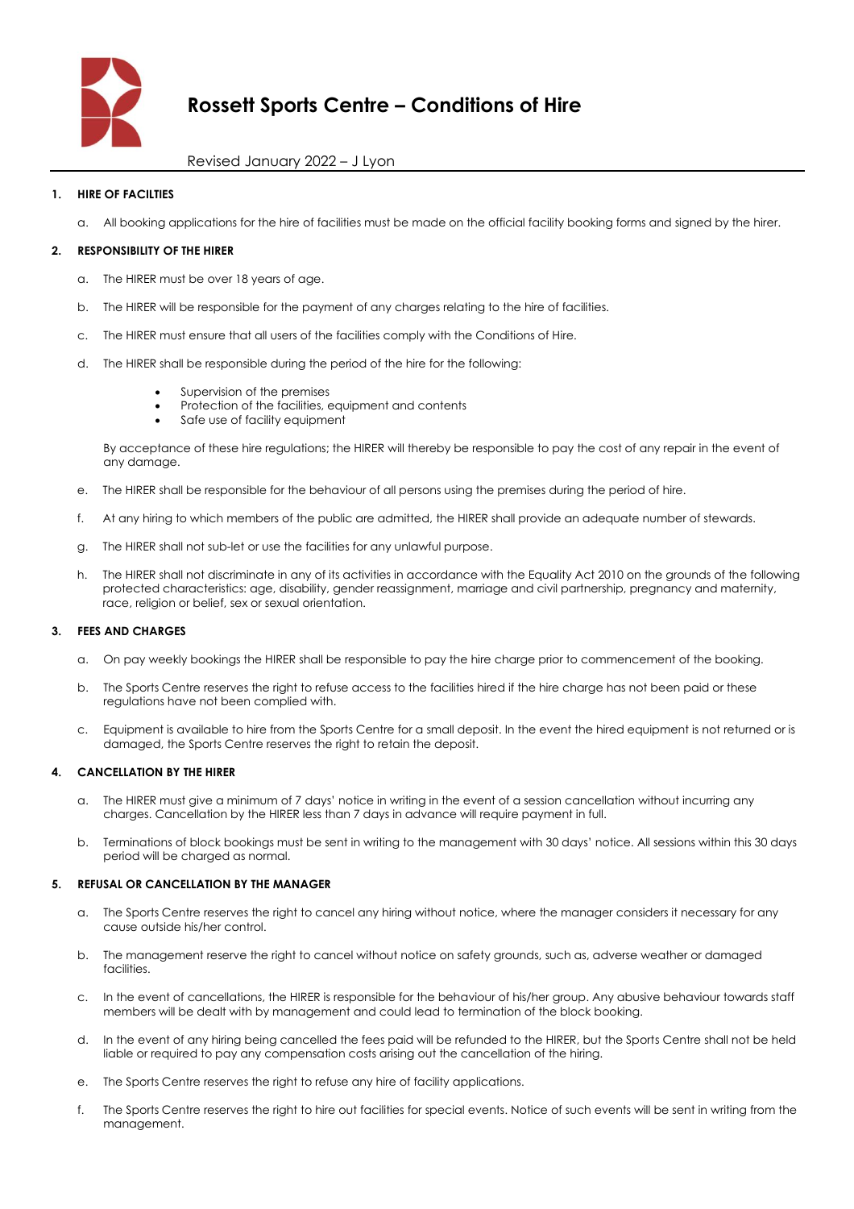# Rossett Sports Centre – Conditions of Hire

Revised January 2022 – J Lyon

## 1. HIRE OF FACILTIES

a. All booking applications for the hire of facilities must be made on the official facility booking forms and signed by the hirer.

## 2. RESPONSIBILITY OF THE HIRER

a. The HIRER must be over 18 years of age.

b. The HIRER will be responsible for the payment of any charges relating to the hire of facilities.

c. The HIRER must ensure that all users of the facilities comply with the Conditions of Hire.

d. The HIRER shall be responsible during the period of the hire for the following:

- Supervision of the premises
- Protection of the facilities, equipment and contents
- Safe use of facility equipment

By acceptance of these hire regulations; the HIRER will thereby be responsible to pay the cost of any repair in the event of any damage.

e. The HIRER shall be responsible for the behaviour of all persons using the premises during the period of hire.

f. At any hiring to which members of the public are admitted, the HIRER shall provide an adequate number of stewards.

g. The HIRER shall not sub-let or use the facilities for any unlawful purpose.

h. The HIRER shall not discriminate in any of its activities in accordance with the Equality Act 2010 on the grounds of the following protected characteristics: age, disability, gender reassignment, marriage and civil partnership, pregnancy and maternity, race, religion or belief, sex or sexual orientation.

## 3. FEES AND CHARGES

a. On pay weekly bookings the HIRER shall be responsible to pay the hire charge prior to commencement of the booking.

b. The Sports Centre reserves the right to refuse access to the facilities hired if the hire charge has not been paid or these regulations have not been complied with.

c. Equipment is available to hire from the Sports Centre for a small deposit. In the event the hired equipment is not returned or is damaged, the Sports Centre reserves the right to retain the deposit.

## 4. CANCELLATION BY THE HIRER

a. The HIRER must give a minimum of 7 days' notice in writing in the event of a session cancellation without incurring any charges. Cancellation by the HIRER less than 7 days in advance will require payment in full.

b. Terminations of block bookings must be sent in writing to the management with 30 days' notice. All sessions within this 30 days period will be charged as normal.

## 5. REFUSAL OR CANCELLATION BY THE MANAGER

a. The Sports Centre reserves the right to cancel any hiring without notice, where the manager considers it necessary for any cause outside his/her control.

b. The management reserve the right to cancel without notice on safety grounds, such as, adverse weather or damaged facilities.

c. In the event of cancellations, the HIRER is responsible for the behaviour of his/her group. Any abusive behaviour towards staff members will be dealt with by management and could lead to termination of the block booking.

d. In the event of any hiring being cancelled the fees paid will be refunded to the HIRER, but the Sports Centre shall not be held liable or required to pay any compensation costs arising out the cancellation of the hiring.

e. The Sports Centre reserves the right to refuse any hire of facility applications.

f. The Sports Centre reserves the right to hire out facilities for special events. Notice of such events will be sent in writing from the management.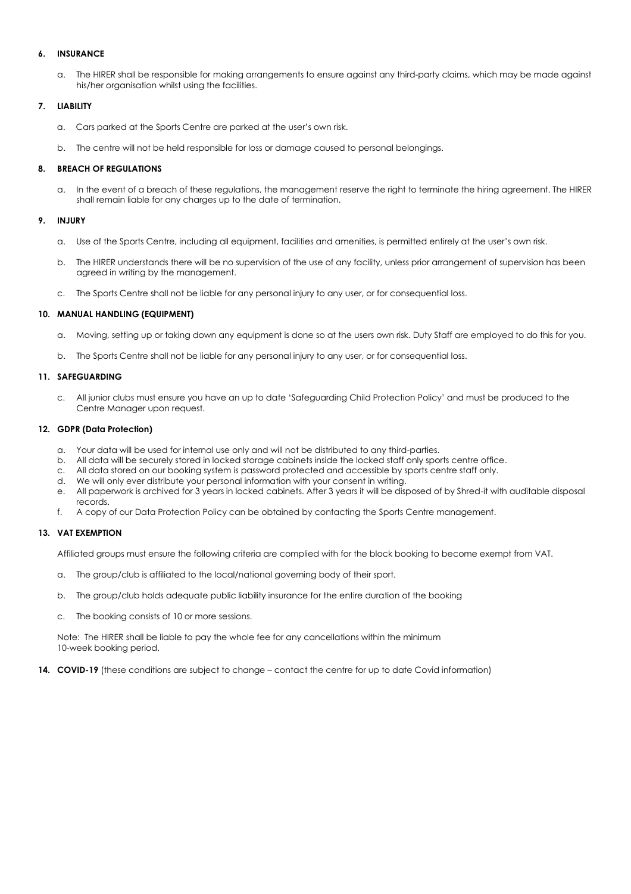**6. INSURANCE**

a. The HIRER shall be responsible for making arrangements to ensure against any third-party claims, which may be made against his/her organisation whilst using the facilities.

**7. LIABILITY**

a. Cars parked at the Sports Centre are parked at the user's own risk.

b. The centre will not be held responsible for loss or damage caused to personal belongings.

**8. BREACH OF REGULATIONS**

a. In the event of a breach of these regulations, the management reserve the right to terminate the hiring agreement. The HIRER shall remain liable for any charges up to the date of termination.

**9. INJURY**

a. Use of the Sports Centre, including all equipment, facilities and amenities, is permitted entirely at the user's own risk.

b. The HIRER understands there will be no supervision of the use of any facility, unless prior arrangement of supervision has been agreed in writing by the management.

c. The Sports Centre shall not be liable for any personal injury to any user, or for consequential loss.

**10. MANUAL HANDLING (EQUIPMENT)**

a. Moving, setting up or taking down any equipment is done so at the users own risk. Duty Staff are employed to do this for you.

b. The Sports Centre shall not be liable for any personal injury to any user, or for consequential loss.

**11. SAFEGUARDING**

c. All junior clubs must ensure you have an up to date 'Safeguarding Child Protection Policy' and must be produced to the Centre Manager upon request.

**12. GDPR (Data Protection)**

a. Your data will be used for internal use only and will not be distributed to any third-parties.
b. All data will be securely stored in locked storage cabinets inside the locked staff only sports centre office.
c. All data stored on our booking system is password protected and accessible by sports centre staff only.
d. We will only ever distribute your personal information with your consent in writing.
e. All paperwork is archived for 3 years in locked cabinets. After 3 years it will be disposed of by Shred-it with auditable disposal records.
f. A copy of our Data Protection Policy can be obtained by contacting the Sports Centre management.

**13. VAT EXEMPTION**

Affiliated groups must ensure the following criteria are complied with for the block booking to become exempt from VAT.

a. The group/club is affiliated to the local/national governing body of their sport.

b. The group/club holds adequate public liability insurance for the entire duration of the booking

c. The booking consists of 10 or more sessions.

Note: The HIRER shall be liable to pay the whole fee for any cancellations within the minimum 10-week booking period.

**14. COVID-19** (these conditions are subject to change – contact the centre for up to date Covid information)